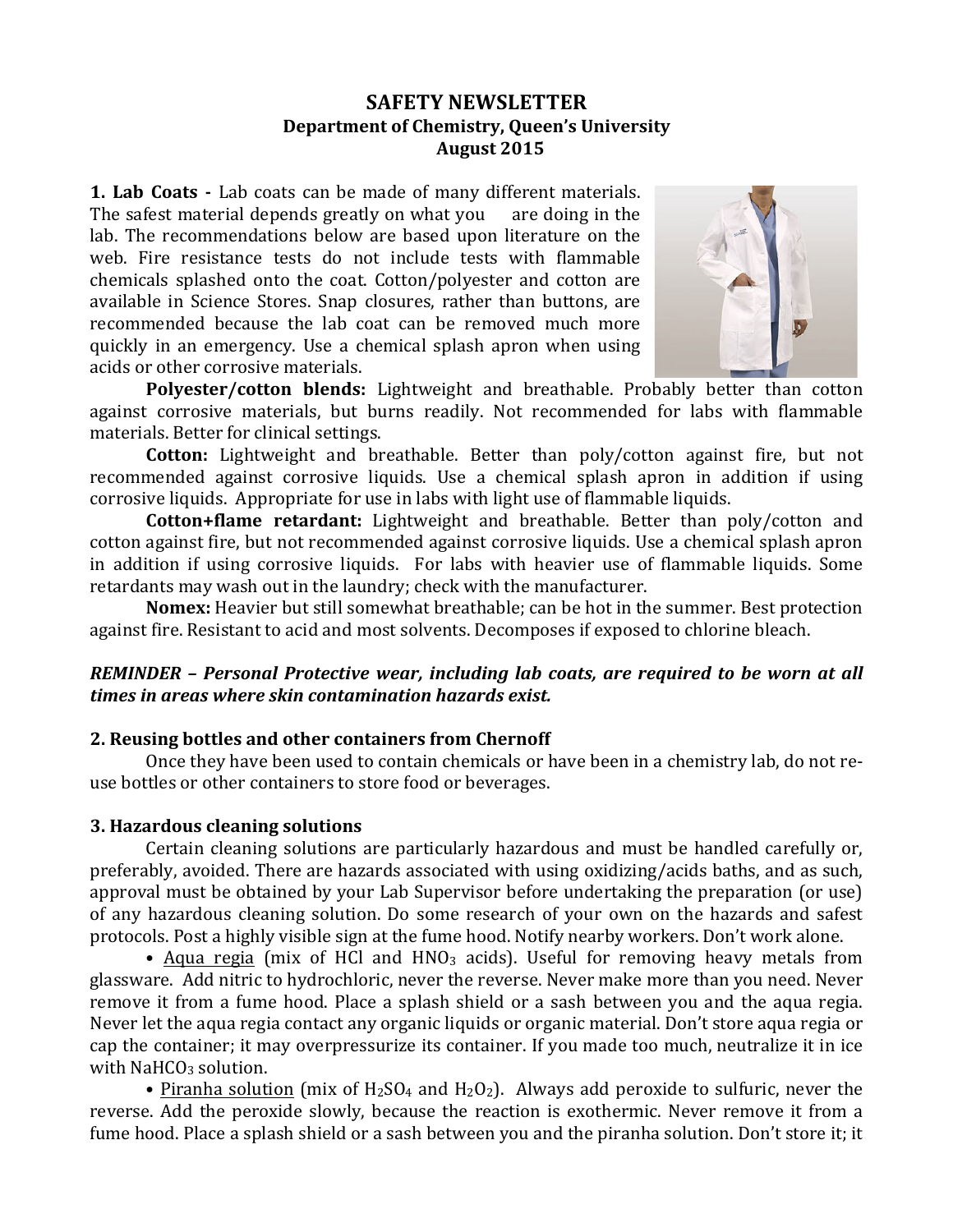# SAFETY NEWSLETTER

**Department of Chemistry, Queen's University**
**August 2015**

**1. Lab Coats -** Lab coats can be made of many different materials. The safest material depends greatly on what you are doing in the lab. The recommendations below are based upon literature on the web. Fire resistance tests do not include tests with flammable chemicals splashed onto the coat. Cotton/polyester and cotton are available in Science Stores. Snap closures, rather than buttons, are recommended because the lab coat can be removed much more quickly in an emergency. Use a chemical splash apron when using acids or other corrosive materials.

**Polyester/cotton blends:** Lightweight and breathable. Probably better than cotton against corrosive materials, but burns readily. Not recommended for labs with flammable materials. Better for clinical settings.

**Cotton:** Lightweight and breathable. Better than poly/cotton against fire, but not recommended against corrosive liquids. Use a chemical splash apron in addition if using corrosive liquids. Appropriate for use in labs with light use of flammable liquids.

**Cotton+flame retardant:** Lightweight and breathable. Better than poly/cotton and cotton against fire, but not recommended against corrosive liquids. Use a chemical splash apron in addition if using corrosive liquids. For labs with heavier use of flammable liquids. Some retardants may wash out in the laundry; check with the manufacturer.

**Nomex:** Heavier but still somewhat breathable; can be hot in the summer. Best protection against fire. Resistant to acid and most solvents. Decomposes if exposed to chlorine bleach.

***REMINDER – Personal Protective wear, including lab coats, are required to be worn at all times in areas where skin contamination hazards exist.***

**2. Reusing bottles and other containers from Chernoff**

Once they have been used to contain chemicals or have been in a chemistry lab, do not re-use bottles or other containers to store food or beverages.

**3. Hazardous cleaning solutions**

Certain cleaning solutions are particularly hazardous and must be handled carefully or, preferably, avoided. There are hazards associated with using oxidizing/acids baths, and as such, approval must be obtained by your Lab Supervisor before undertaking the preparation (or use) of any hazardous cleaning solution. Do some research of your own on the hazards and safest protocols. Post a highly visible sign at the fume hood. Notify nearby workers. Don't work alone.

- Aqua regia (mix of HCl and $HNO_3$ acids). Useful for removing heavy metals from glassware. Add nitric to hydrochloric, never the reverse. Never make more than you need. Never remove it from a fume hood. Place a splash shield or a sash between you and the aqua regia. Never let the aqua regia contact any organic liquids or organic material. Don't store aqua regia or cap the container; it may overpressurize its container. If you made too much, neutralize it in ice with $NaHCO_3$ solution.

- Piranha solution (mix of $H_2SO_4$ and $H_2O_2$). Always add peroxide to sulfuric, never the reverse. Add the peroxide slowly, because the reaction is exothermic. Never remove it from a fume hood. Place a splash shield or a sash between you and the piranha solution. Don't store it; it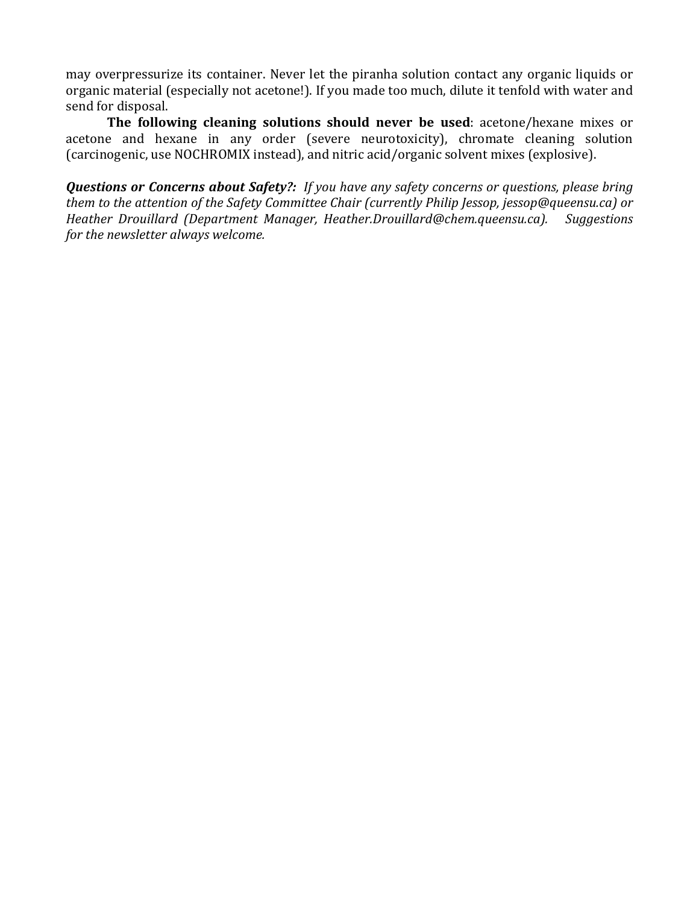may overpressurize its container. Never let the piranha solution contact any organic liquids or organic material (especially not acetone!). If you made too much, dilute it tenfold with water and send for disposal.

**The following cleaning solutions should never be used**: acetone/hexane mixes or acetone and hexane in any order (severe neurotoxicity), chromate cleaning solution (carcinogenic, use NOCHROMIX instead), and nitric acid/organic solvent mixes (explosive).

***Questions or Concerns about Safety?:*** *If you have any safety concerns or questions, please bring them to the attention of the Safety Committee Chair (currently Philip Jessop, jessop@queensu.ca) or Heather Drouillard (Department Manager, Heather.Drouillard@chem.queensu.ca). Suggestions for the newsletter always welcome.*